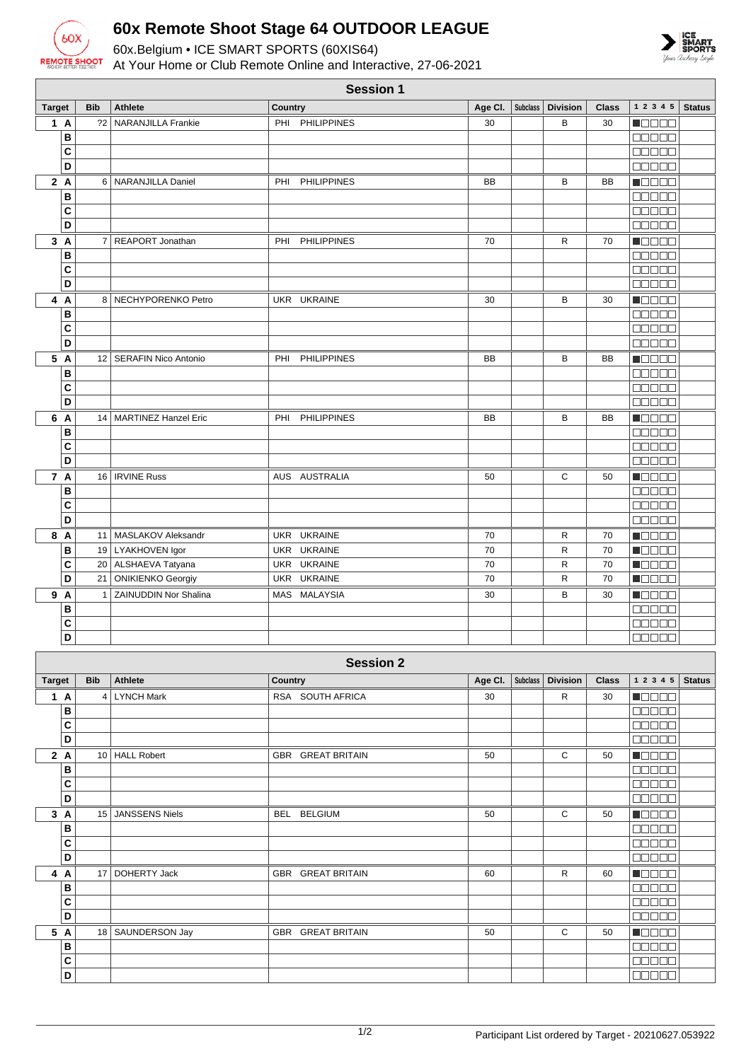# 60x Remote Shoot Stage 64 OUTDOOR LEAGUE

60x.Belgium • ICE SMART SPORTS (60XIS64)

At Your Home or Club Remote Online and Interactive, 27-06-2021

## Session 1

| Target | | Bib | Athlete | Country | Age Cl. | Subclass | Division | Class | 1 2 3 4 5 | Status |
|---|---|---|---|---|---|---|---|---|---|---|
| 1 | A | ?2 | NARANJILLA Frankie | PHI PHILIPPINES | 30 | | B | 30 | ■□□□□ | |
| | B | | | | | | | | □□□□□ | |
| | C | | | | | | | | □□□□□ | |
| | D | | | | | | | | □□□□□ | |
| 2 | A | 6 | NARANJILLA Daniel | PHI PHILIPPINES | BB | | B | BB | ■□□□□ | |
| | B | | | | | | | | □□□□□ | |
| | C | | | | | | | | □□□□□ | |
| | D | | | | | | | | □□□□□ | |
| 3 | A | 7 | REAPORT Jonathan | PHI PHILIPPINES | 70 | | R | 70 | ■□□□□ | |
| | B | | | | | | | | □□□□□ | |
| | C | | | | | | | | □□□□□ | |
| | D | | | | | | | | □□□□□ | |
| 4 | A | 8 | NECHYPORENKO Petro | UKR UKRAINE | 30 | | B | 30 | ■□□□□ | |
| | B | | | | | | | | □□□□□ | |
| | C | | | | | | | | □□□□□ | |
| | D | | | | | | | | □□□□□ | |
| 5 | A | 12 | SERAFIN Nico Antonio | PHI PHILIPPINES | BB | | B | BB | ■□□□□ | |
| | B | | | | | | | | □□□□□ | |
| | C | | | | | | | | □□□□□ | |
| | D | | | | | | | | □□□□□ | |
| 6 | A | 14 | MARTINEZ Hanzel Eric | PHI PHILIPPINES | BB | | B | BB | ■□□□□ | |
| | B | | | | | | | | □□□□□ | |
| | C | | | | | | | | □□□□□ | |
| | D | | | | | | | | □□□□□ | |
| 7 | A | 16 | IRVINE Russ | AUS AUSTRALIA | 50 | | C | 50 | ■□□□□ | |
| | B | | | | | | | | □□□□□ | |
| | C | | | | | | | | □□□□□ | |
| | D | | | | | | | | □□□□□ | |
| 8 | A | 11 | MASLAKOV Aleksandr | UKR UKRAINE | 70 | | R | 70 | ■□□□□ | |
| | B | 19 | LYAKHOVEN Igor | UKR UKRAINE | 70 | | R | 70 | ■□□□□ | |
| | C | 20 | ALSHAEVA Tatyana | UKR UKRAINE | 70 | | R | 70 | ■□□□□ | |
| | D | 21 | ONIKIENKO Georgiy | UKR UKRAINE | 70 | | R | 70 | ■□□□□ | |
| 9 | A | 1 | ZAINUDDIN Nor Shalina | MAS MALAYSIA | 30 | | B | 30 | ■□□□□ | |
| | B | | | | | | | | □□□□□ | |
| | C | | | | | | | | □□□□□ | |
| | D | | | | | | | | □□□□□ | |

## Session 2

| Target | | Bib | Athlete | Country | Age Cl. | Subclass | Division | Class | 1 2 3 4 5 | Status |
|---|---|---|---|---|---|---|---|---|---|---|
| 1 | A | 4 | LYNCH Mark | RSA SOUTH AFRICA | 30 | | R | 30 | ■□□□□ | |
| | B | | | | | | | | □□□□□ | |
| | C | | | | | | | | □□□□□ | |
| | D | | | | | | | | □□□□□ | |
| 2 | A | 10 | HALL Robert | GBR GREAT BRITAIN | 50 | | C | 50 | ■□□□□ | |
| | B | | | | | | | | □□□□□ | |
| | C | | | | | | | | □□□□□ | |
| | D | | | | | | | | □□□□□ | |
| 3 | A | 15 | JANSSENS Niels | BEL BELGIUM | 50 | | C | 50 | ■□□□□ | |
| | B | | | | | | | | □□□□□ | |
| | C | | | | | | | | □□□□□ | |
| | D | | | | | | | | □□□□□ | |
| 4 | A | 17 | DOHERTY Jack | GBR GREAT BRITAIN | 60 | | R | 60 | ■□□□□ | |
| | B | | | | | | | | □□□□□ | |
| | C | | | | | | | | □□□□□ | |
| | D | | | | | | | | □□□□□ | |
| 5 | A | 18 | SAUNDERSON Jay | GBR GREAT BRITAIN | 50 | | C | 50 | ■□□□□ | |
| | B | | | | | | | | □□□□□ | |
| | C | | | | | | | | □□□□□ | |
| | D | | | | | | | | □□□□□ | |

Participant List ordered by Target - 20210627.053922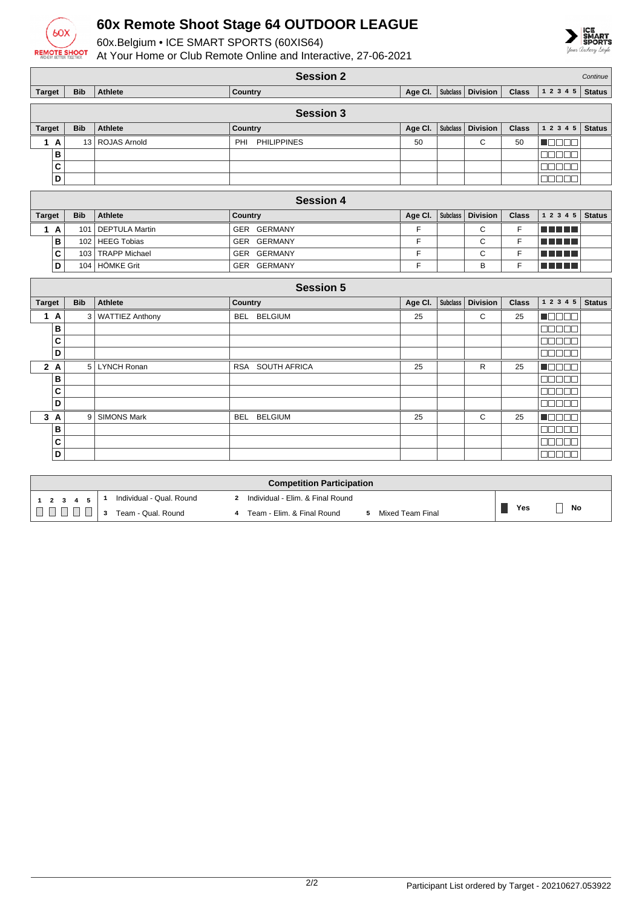# 60x Remote Shoot Stage 64 OUTDOOR LEAGUE

60x.Belgium • ICE SMART SPORTS (60XIS64)

At Your Home or Club Remote Online and Interactive, 27-06-2021

## Session 2

*Continue*

| Target | Bib | Athlete | Country | Age Cl. | Subclass | Division | Class | 1 2 3 4 5 | Status |
|---|---|---|---|---|---|---|---|---|---|

## Session 3

| Target | Bib | Athlete | Country | Age Cl. | Subclass | Division | Class | 1 2 3 4 5 | Status |
|---|---|---|---|---|---|---|---|---|---|
| 1 A | 13 | ROJAS Arnold | PHI PHILIPPINES | 50 | | C | 50 | ■□□□□ | |
| B | | | | | | | | □□□□□ | |
| C | | | | | | | | □□□□□ | |
| D | | | | | | | | □□□□□ | |

## Session 4

| Target | Bib | Athlete | Country | Age Cl. | Subclass | Division | Class | 1 2 3 4 5 | Status |
|---|---|---|---|---|---|---|---|---|---|
| 1 A | 101 | DEPTULA Martin | GER GERMANY | F | | C | F | ■■■■■ | |
| B | 102 | HEEG Tobias | GER GERMANY | F | | C | F | ■■■■■ | |
| C | 103 | TRAPP Michael | GER GERMANY | F | | C | F | ■■■■■ | |
| D | 104 | HÖMKE Grit | GER GERMANY | F | | B | F | ■■■■■ | |

## Session 5

| Target | Bib | Athlete | Country | Age Cl. | Subclass | Division | Class | 1 2 3 4 5 | Status |
|---|---|---|---|---|---|---|---|---|---|
| 1 A | 3 | WATTIEZ Anthony | BEL BELGIUM | 25 | | C | 25 | ■□□□□ | |
| B | | | | | | | | □□□□□ | |
| C | | | | | | | | □□□□□ | |
| D | | | | | | | | □□□□□ | |
| 2 A | 5 | LYNCH Ronan | RSA SOUTH AFRICA | 25 | | R | 25 | ■□□□□ | |
| B | | | | | | | | □□□□□ | |
| C | | | | | | | | □□□□□ | |
| D | | | | | | | | □□□□□ | |
| 3 A | 9 | SIMONS Mark | BEL BELGIUM | 25 | | C | 25 | ■□□□□ | |
| B | | | | | | | | □□□□□ | |
| C | | | | | | | | □□□□□ | |
| D | | | | | | | | □□□□□ | |

## Competition Participation

| 1 2 3 4 5 | | | | |
|---|---|---|---|---|
| □□□□□ | 1 Individual - Qual. Round | 2 Individual - Elim. & Final Round | | ■ Yes |
| | 3 Team - Qual. Round | 4 Team - Elim. & Final Round | 5 Mixed Team Final | □ No |

Participant List ordered by Target - 20210627.053922